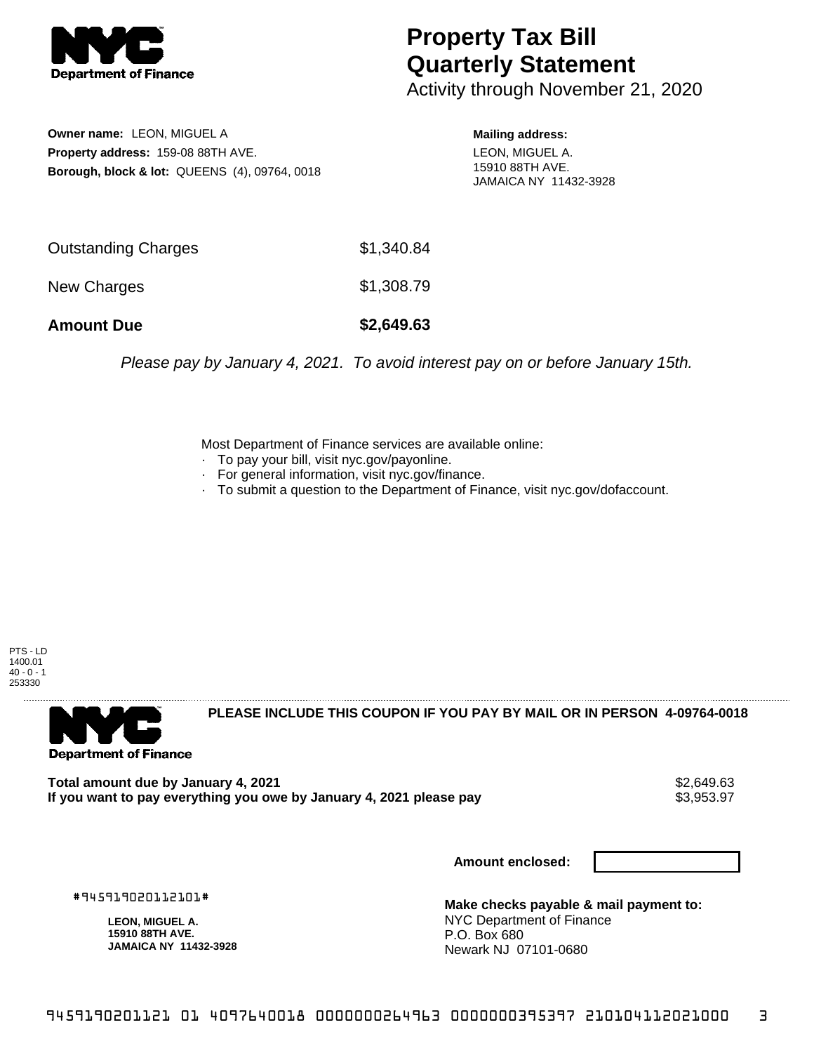**Department of Finance**

# Property Tax Bill Quarterly Statement

Activity through November 21, 2020

**Owner name:** LEON, MIGUEL A
**Property address:** 159-08 88TH AVE.
**Borough, block & lot:** QUEENS (4), 09764, 0018

**Mailing address:**
LEON, MIGUEL A.
15910 88TH AVE.
JAMAICA NY 11432-3928

| | |
|---|---|
| Outstanding Charges | $1,340.84 |
| New Charges | $1,308.79 |
| **Amount Due** | **$2,649.63** |

*Please pay by January 4, 2021. To avoid interest pay on or before January 15th.*

Most Department of Finance services are available online:
- To pay your bill, visit nyc.gov/payonline.
- For general information, visit nyc.gov/finance.
- To submit a question to the Department of Finance, visit nyc.gov/dofaccount.

PTS - LD
1400.01
40 - 0 - 1
253330

---

**Department of Finance**

**PLEASE INCLUDE THIS COUPON IF YOU PAY BY MAIL OR IN PERSON 4-09764-0018**

| | |
|---|---|
| **Total amount due by January 4, 2021** | $2,649.63 |
| **If you want to pay everything you owe by January 4, 2021 please pay** | $3,953.97 |

**Amount enclosed:**

#945919020112101#

**LEON, MIGUEL A.**
**15910 88TH AVE.**
**JAMAICA NY 11432-3928**

**Make checks payable & mail payment to:**
NYC Department of Finance
P.O. Box 680
Newark NJ 07101-0680

945919020112101 01 4097640018 0000000264963 0000000395397 210104112021000 3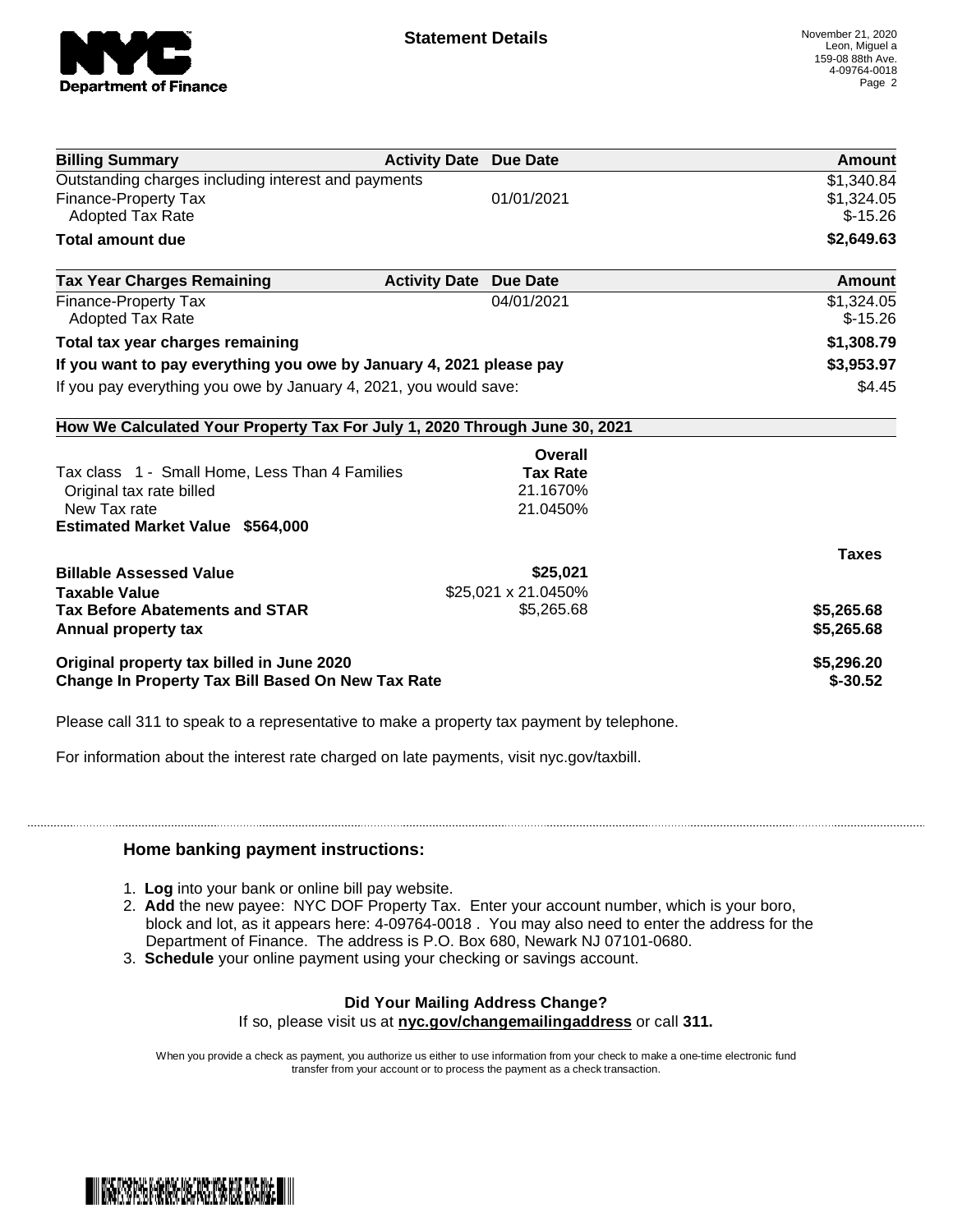**Statement Details**

November 21, 2020
Leon, Miguel a
159-08 88th Ave.
4-09764-0018

| Billing Summary | Activity Date | Due Date | Amount |
|---|---|---|---|
| Outstanding charges including interest and payments | | | $1,340.84 |
| Finance-Property Tax | | 01/01/2021 | $1,324.05 |
| Adopted Tax Rate | | | $-15.26 |
| **Total amount due** | | | **$2,649.63** |

| Tax Year Charges Remaining | Activity Date | Due Date | Amount |
|---|---|---|---|
| Finance-Property Tax | | 04/01/2021 | $1,324.05 |
| Adopted Tax Rate | | | $-15.26 |
| **Total tax year charges remaining** | | | **$1,308.79** |
| **If you want to pay everything you owe by January 4, 2021 please pay** | | | **$3,953.97** |
| If you pay everything you owe by January 4, 2021, you would save: | | | $4.45 |

**How We Calculated Your Property Tax For July 1, 2020 Through June 30, 2021**

| | Overall Tax Rate | |
|---|---|---|
| Tax class 1 - Small Home, Less Than 4 Families | | |
| Original tax rate billed | 21.1670% | |
| New Tax rate | 21.0450% | |
| **Estimated Market Value $564,000** | | |
| | | **Taxes** |
| **Billable Assessed Value** | **$25,021** | |
| **Taxable Value** | $25,021 x 21.0450% | |
| **Tax Before Abatements and STAR** | $5,265.68 | **$5,265.68** |
| **Annual property tax** | | **$5,265.68** |
| **Original property tax billed in June 2020** | | **$5,296.20** |
| **Change In Property Tax Bill Based On New Tax Rate** | | **$-30.52** |

Please call 311 to speak to a representative to make a property tax payment by telephone.

For information about the interest rate charged on late payments, visit nyc.gov/taxbill.

### Home banking payment instructions:

1. **Log** into your bank or online bill pay website.
2. **Add** the new payee: NYC DOF Property Tax. Enter your account number, which is your boro, block and lot, as it appears here: 4-09764-0018 . You may also need to enter the address for the Department of Finance. The address is P.O. Box 680, Newark NJ 07101-0680.
3. **Schedule** your online payment using your checking or savings account.

**Did Your Mailing Address Change?**

If so, please visit us at **nyc.gov/changemailingaddress** or call **311.**

When you provide a check as payment, you authorize us either to use information from your check to make a one-time electronic fund transfer from your account or to process the payment as a check transaction.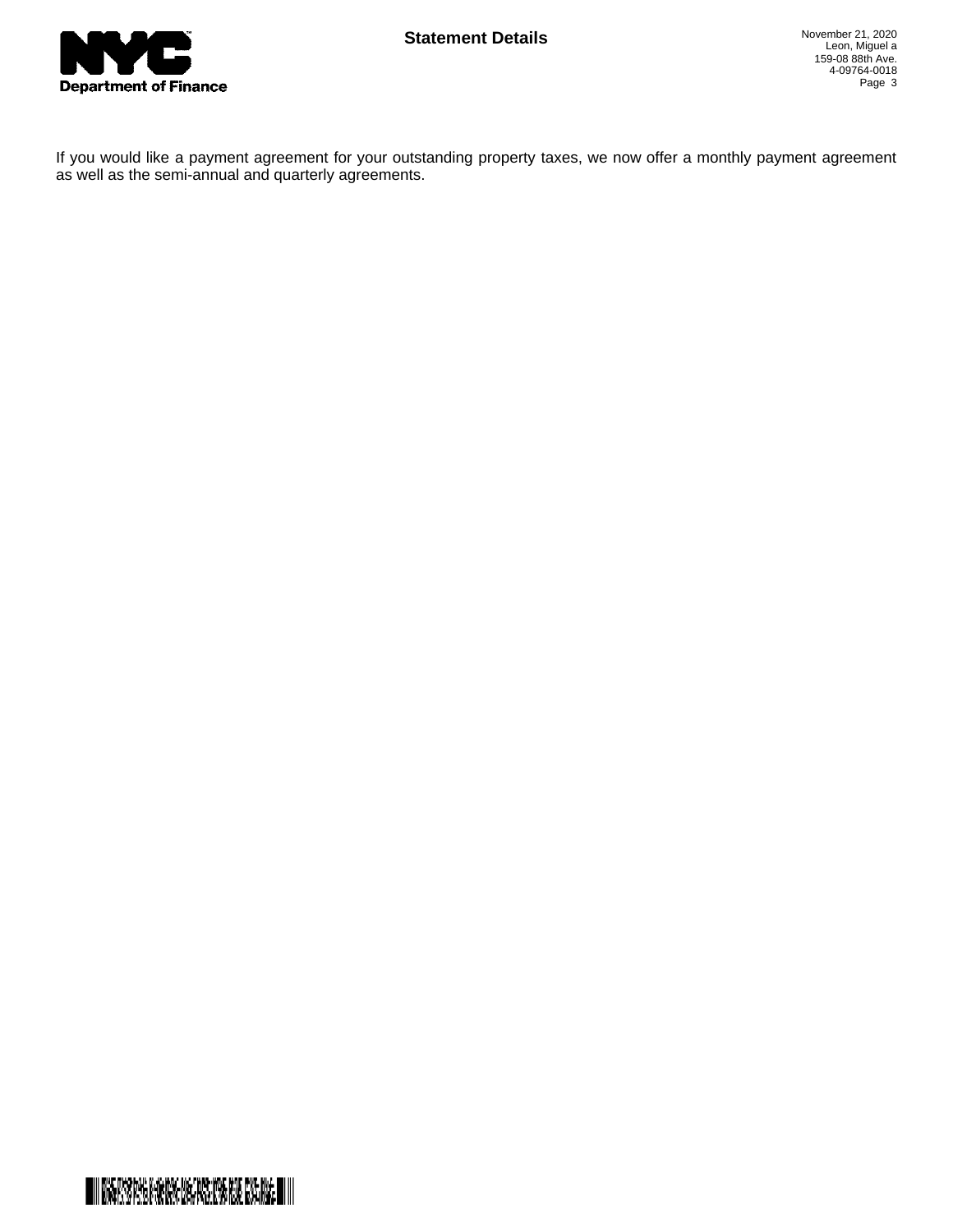If you would like a payment agreement for your outstanding property taxes, we now offer a monthly payment agreement as well as the semi-annual and quarterly agreements.